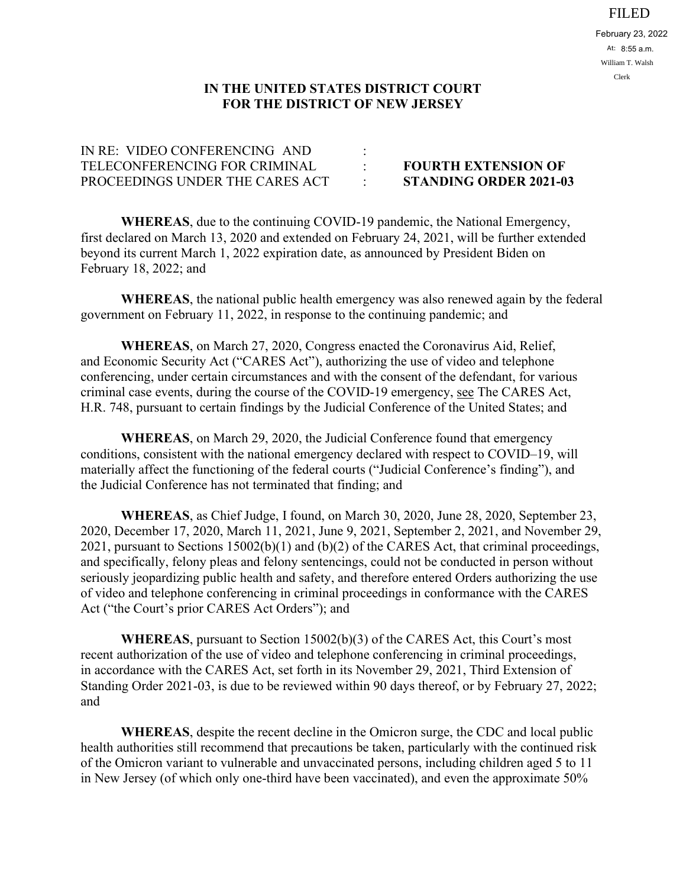FILED

February 23, 2022

At: 8:55 a.m.

William T. Walsh

Clerk

**IN THE UNITED STATES DISTRICT COURT**
**FOR THE DISTRICT OF NEW JERSEY**

IN RE: VIDEO CONFERENCING AND TELECONFERENCING FOR CRIMINAL PROCEEDINGS UNDER THE CARES ACT

**FOURTH EXTENSION OF STANDING ORDER 2021-03**

**WHEREAS**, due to the continuing COVID-19 pandemic, the National Emergency, first declared on March 13, 2020 and extended on February 24, 2021, will be further extended beyond its current March 1, 2022 expiration date, as announced by President Biden on February 18, 2022; and

**WHEREAS**, the national public health emergency was also renewed again by the federal government on February 11, 2022, in response to the continuing pandemic; and

**WHEREAS**, on March 27, 2020, Congress enacted the Coronavirus Aid, Relief, and Economic Security Act ("CARES Act"), authorizing the use of video and telephone conferencing, under certain circumstances and with the consent of the defendant, for various criminal case events, during the course of the COVID-19 emergency, see The CARES Act, H.R. 748, pursuant to certain findings by the Judicial Conference of the United States; and

**WHEREAS**, on March 29, 2020, the Judicial Conference found that emergency conditions, consistent with the national emergency declared with respect to COVID–19, will materially affect the functioning of the federal courts ("Judicial Conference's finding"), and the Judicial Conference has not terminated that finding; and

**WHEREAS**, as Chief Judge, I found, on March 30, 2020, June 28, 2020, September 23, 2020, December 17, 2020, March 11, 2021, June 9, 2021, September 2, 2021, and November 29, 2021, pursuant to Sections 15002(b)(1) and (b)(2) of the CARES Act, that criminal proceedings, and specifically, felony pleas and felony sentencings, could not be conducted in person without seriously jeopardizing public health and safety, and therefore entered Orders authorizing the use of video and telephone conferencing in criminal proceedings in conformance with the CARES Act ("the Court's prior CARES Act Orders"); and

**WHEREAS**, pursuant to Section 15002(b)(3) of the CARES Act, this Court's most recent authorization of the use of video and telephone conferencing in criminal proceedings, in accordance with the CARES Act, set forth in its November 29, 2021, Third Extension of Standing Order 2021-03, is due to be reviewed within 90 days thereof, or by February 27, 2022; and

**WHEREAS**, despite the recent decline in the Omicron surge, the CDC and local public health authorities still recommend that precautions be taken, particularly with the continued risk of the Omicron variant to vulnerable and unvaccinated persons, including children aged 5 to 11 in New Jersey (of which only one-third have been vaccinated), and even the approximate 50%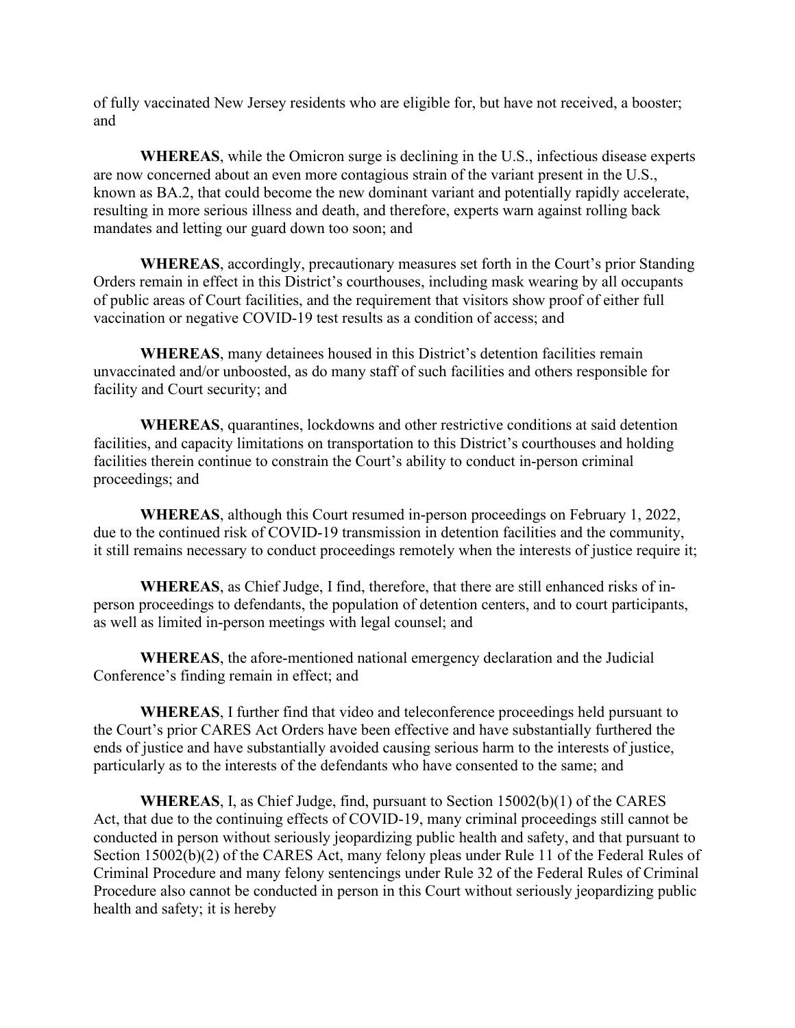of fully vaccinated New Jersey residents who are eligible for, but have not received, a booster; and

**WHEREAS**, while the Omicron surge is declining in the U.S., infectious disease experts are now concerned about an even more contagious strain of the variant present in the U.S., known as BA.2, that could become the new dominant variant and potentially rapidly accelerate, resulting in more serious illness and death, and therefore, experts warn against rolling back mandates and letting our guard down too soon; and

**WHEREAS**, accordingly, precautionary measures set forth in the Court's prior Standing Orders remain in effect in this District's courthouses, including mask wearing by all occupants of public areas of Court facilities, and the requirement that visitors show proof of either full vaccination or negative COVID-19 test results as a condition of access; and

**WHEREAS**, many detainees housed in this District's detention facilities remain unvaccinated and/or unboosted, as do many staff of such facilities and others responsible for facility and Court security; and

**WHEREAS**, quarantines, lockdowns and other restrictive conditions at said detention facilities, and capacity limitations on transportation to this District's courthouses and holding facilities therein continue to constrain the Court's ability to conduct in-person criminal proceedings; and

**WHEREAS**, although this Court resumed in-person proceedings on February 1, 2022, due to the continued risk of COVID-19 transmission in detention facilities and the community, it still remains necessary to conduct proceedings remotely when the interests of justice require it;

**WHEREAS**, as Chief Judge, I find, therefore, that there are still enhanced risks of in-person proceedings to defendants, the population of detention centers, and to court participants, as well as limited in-person meetings with legal counsel; and

**WHEREAS**, the afore-mentioned national emergency declaration and the Judicial Conference's finding remain in effect; and

**WHEREAS**, I further find that video and teleconference proceedings held pursuant to the Court's prior CARES Act Orders have been effective and have substantially furthered the ends of justice and have substantially avoided causing serious harm to the interests of justice, particularly as to the interests of the defendants who have consented to the same; and

**WHEREAS**, I, as Chief Judge, find, pursuant to Section 15002(b)(1) of the CARES Act, that due to the continuing effects of COVID-19, many criminal proceedings still cannot be conducted in person without seriously jeopardizing public health and safety, and that pursuant to Section 15002(b)(2) of the CARES Act, many felony pleas under Rule 11 of the Federal Rules of Criminal Procedure and many felony sentencings under Rule 32 of the Federal Rules of Criminal Procedure also cannot be conducted in person in this Court without seriously jeopardizing public health and safety; it is hereby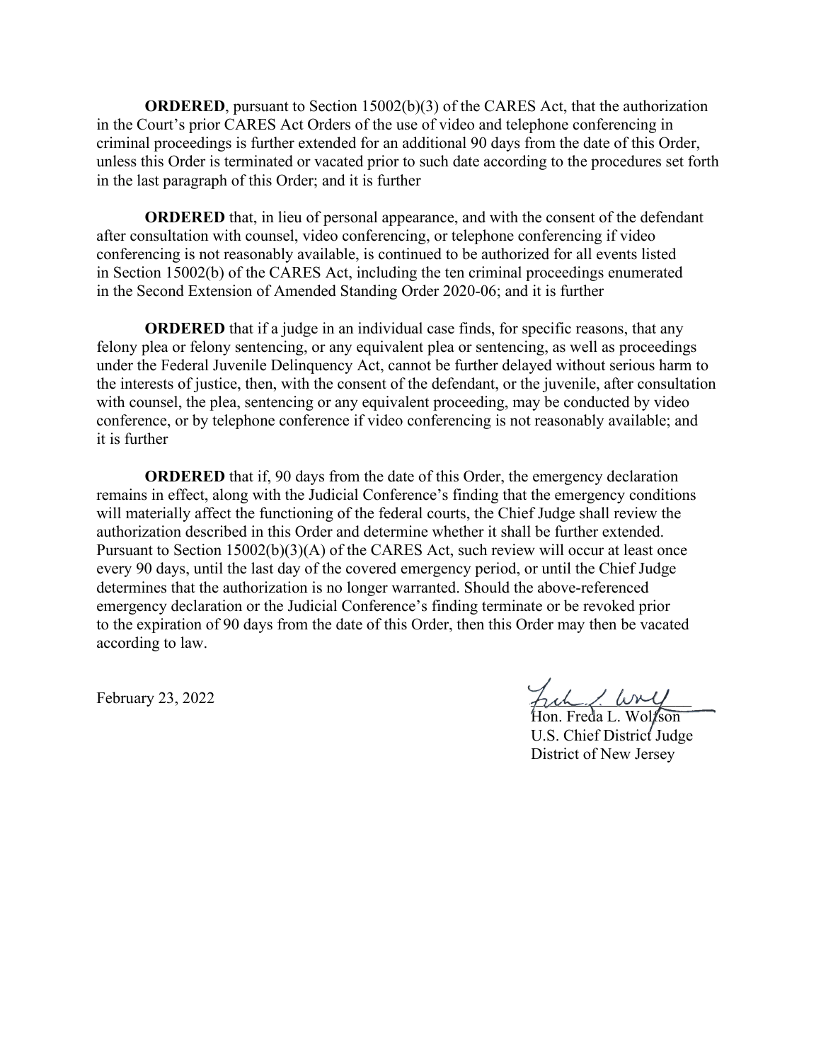**ORDERED**, pursuant to Section 15002(b)(3) of the CARES Act, that the authorization in the Court's prior CARES Act Orders of the use of video and telephone conferencing in criminal proceedings is further extended for an additional 90 days from the date of this Order, unless this Order is terminated or vacated prior to such date according to the procedures set forth in the last paragraph of this Order; and it is further

**ORDERED** that, in lieu of personal appearance, and with the consent of the defendant after consultation with counsel, video conferencing, or telephone conferencing if video conferencing is not reasonably available, is continued to be authorized for all events listed in Section 15002(b) of the CARES Act, including the ten criminal proceedings enumerated in the Second Extension of Amended Standing Order 2020-06; and it is further

**ORDERED** that if a judge in an individual case finds, for specific reasons, that any felony plea or felony sentencing, or any equivalent plea or sentencing, as well as proceedings under the Federal Juvenile Delinquency Act, cannot be further delayed without serious harm to the interests of justice, then, with the consent of the defendant, or the juvenile, after consultation with counsel, the plea, sentencing or any equivalent proceeding, may be conducted by video conference, or by telephone conference if video conferencing is not reasonably available; and it is further

**ORDERED** that if, 90 days from the date of this Order, the emergency declaration remains in effect, along with the Judicial Conference's finding that the emergency conditions will materially affect the functioning of the federal courts, the Chief Judge shall review the authorization described in this Order and determine whether it shall be further extended. Pursuant to Section 15002(b)(3)(A) of the CARES Act, such review will occur at least once every 90 days, until the last day of the covered emergency period, or until the Chief Judge determines that the authorization is no longer warranted. Should the above-referenced emergency declaration or the Judicial Conference's finding terminate or be revoked prior to the expiration of 90 days from the date of this Order, then this Order may then be vacated according to law.

February 23, 2022

Hon. Freda L. Wolfson
U.S. Chief District Judge
District of New Jersey